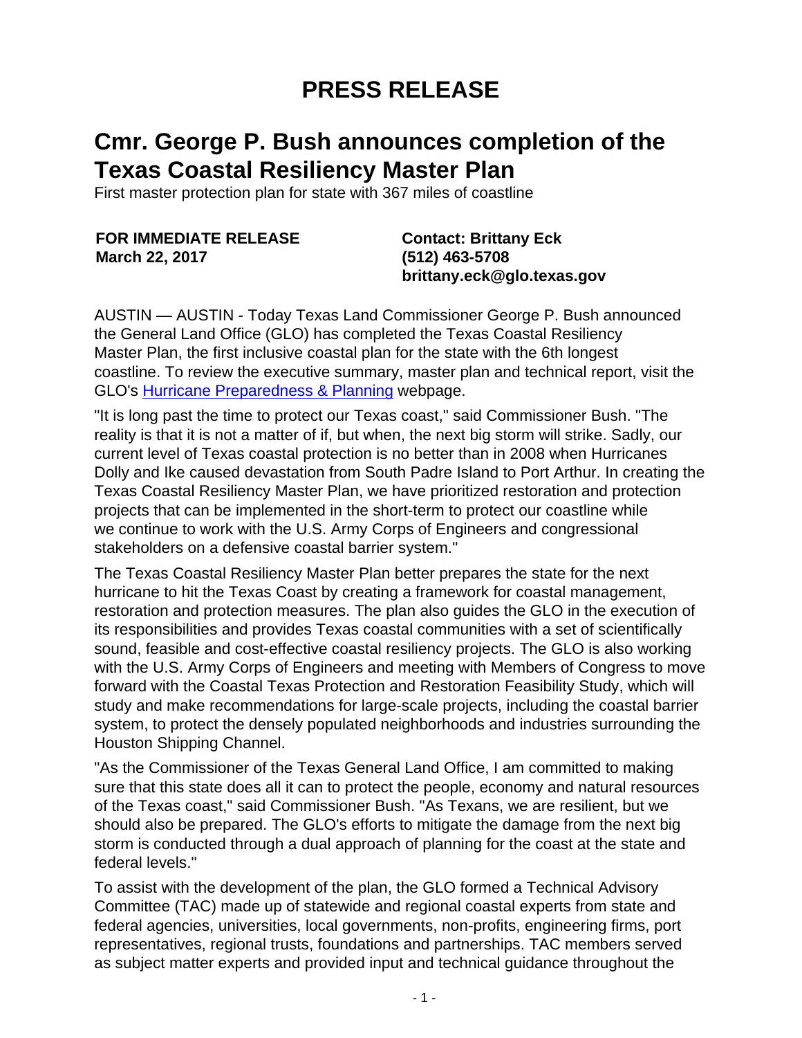# PRESS RELEASE

## Cmr. George P. Bush announces completion of the Texas Coastal Resiliency Master Plan

First master protection plan for state with 367 miles of coastline

**FOR IMMEDIATE RELEASE**
**March 22, 2017**

**Contact: Brittany Eck**
**(512) 463-5708**
**brittany.eck@glo.texas.gov**

AUSTIN — AUSTIN - Today Texas Land Commissioner George P. Bush announced the General Land Office (GLO) has completed the Texas Coastal Resiliency Master Plan, the first inclusive coastal plan for the state with the 6th longest coastline. To review the executive summary, master plan and technical report, visit the GLO's Hurricane Preparedness & Planning webpage.

"It is long past the time to protect our Texas coast," said Commissioner Bush. "The reality is that it is not a matter of if, but when, the next big storm will strike. Sadly, our current level of Texas coastal protection is no better than in 2008 when Hurricanes Dolly and Ike caused devastation from South Padre Island to Port Arthur. In creating the Texas Coastal Resiliency Master Plan, we have prioritized restoration and protection projects that can be implemented in the short-term to protect our coastline while we continue to work with the U.S. Army Corps of Engineers and congressional stakeholders on a defensive coastal barrier system."

The Texas Coastal Resiliency Master Plan better prepares the state for the next hurricane to hit the Texas Coast by creating a framework for coastal management, restoration and protection measures. The plan also guides the GLO in the execution of its responsibilities and provides Texas coastal communities with a set of scientifically sound, feasible and cost-effective coastal resiliency projects. The GLO is also working with the U.S. Army Corps of Engineers and meeting with Members of Congress to move forward with the Coastal Texas Protection and Restoration Feasibility Study, which will study and make recommendations for large-scale projects, including the coastal barrier system, to protect the densely populated neighborhoods and industries surrounding the Houston Shipping Channel.

"As the Commissioner of the Texas General Land Office, I am committed to making sure that this state does all it can to protect the people, economy and natural resources of the Texas coast," said Commissioner Bush. "As Texans, we are resilient, but we should also be prepared. The GLO's efforts to mitigate the damage from the next big storm is conducted through a dual approach of planning for the coast at the state and federal levels."

To assist with the development of the plan, the GLO formed a Technical Advisory Committee (TAC) made up of statewide and regional coastal experts from state and federal agencies, universities, local governments, non-profits, engineering firms, port representatives, regional trusts, foundations and partnerships. TAC members served as subject matter experts and provided input and technical guidance throughout the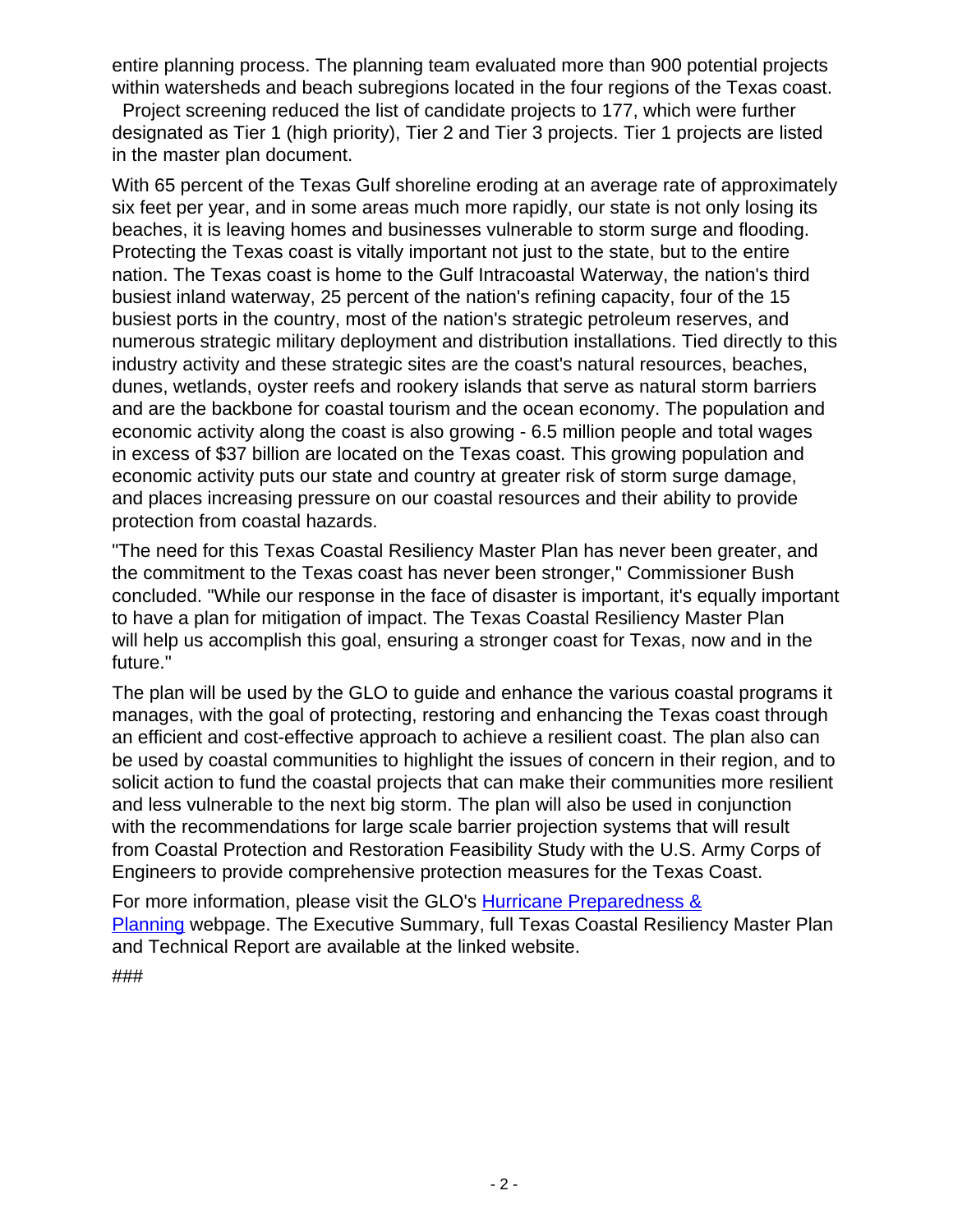entire planning process. The planning team evaluated more than 900 potential projects within watersheds and beach subregions located in the four regions of the Texas coast. Project screening reduced the list of candidate projects to 177, which were further designated as Tier 1 (high priority), Tier 2 and Tier 3 projects. Tier 1 projects are listed in the master plan document.

With 65 percent of the Texas Gulf shoreline eroding at an average rate of approximately six feet per year, and in some areas much more rapidly, our state is not only losing its beaches, it is leaving homes and businesses vulnerable to storm surge and flooding. Protecting the Texas coast is vitally important not just to the state, but to the entire nation. The Texas coast is home to the Gulf Intracoastal Waterway, the nation's third busiest inland waterway, 25 percent of the nation's refining capacity, four of the 15 busiest ports in the country, most of the nation's strategic petroleum reserves, and numerous strategic military deployment and distribution installations. Tied directly to this industry activity and these strategic sites are the coast's natural resources, beaches, dunes, wetlands, oyster reefs and rookery islands that serve as natural storm barriers and are the backbone for coastal tourism and the ocean economy. The population and economic activity along the coast is also growing - 6.5 million people and total wages in excess of $37 billion are located on the Texas coast. This growing population and economic activity puts our state and country at greater risk of storm surge damage, and places increasing pressure on our coastal resources and their ability to provide protection from coastal hazards.

"The need for this Texas Coastal Resiliency Master Plan has never been greater, and the commitment to the Texas coast has never been stronger," Commissioner Bush concluded. "While our response in the face of disaster is important, it's equally important to have a plan for mitigation of impact. The Texas Coastal Resiliency Master Plan will help us accomplish this goal, ensuring a stronger coast for Texas, now and in the future."

The plan will be used by the GLO to guide and enhance the various coastal programs it manages, with the goal of protecting, restoring and enhancing the Texas coast through an efficient and cost-effective approach to achieve a resilient coast. The plan also can be used by coastal communities to highlight the issues of concern in their region, and to solicit action to fund the coastal projects that can make their communities more resilient and less vulnerable to the next big storm. The plan will also be used in conjunction with the recommendations for large scale barrier projection systems that will result from Coastal Protection and Restoration Feasibility Study with the U.S. Army Corps of Engineers to provide comprehensive protection measures for the Texas Coast.

For more information, please visit the GLO's Hurricane Preparedness & Planning webpage. The Executive Summary, full Texas Coastal Resiliency Master Plan and Technical Report are available at the linked website.

###